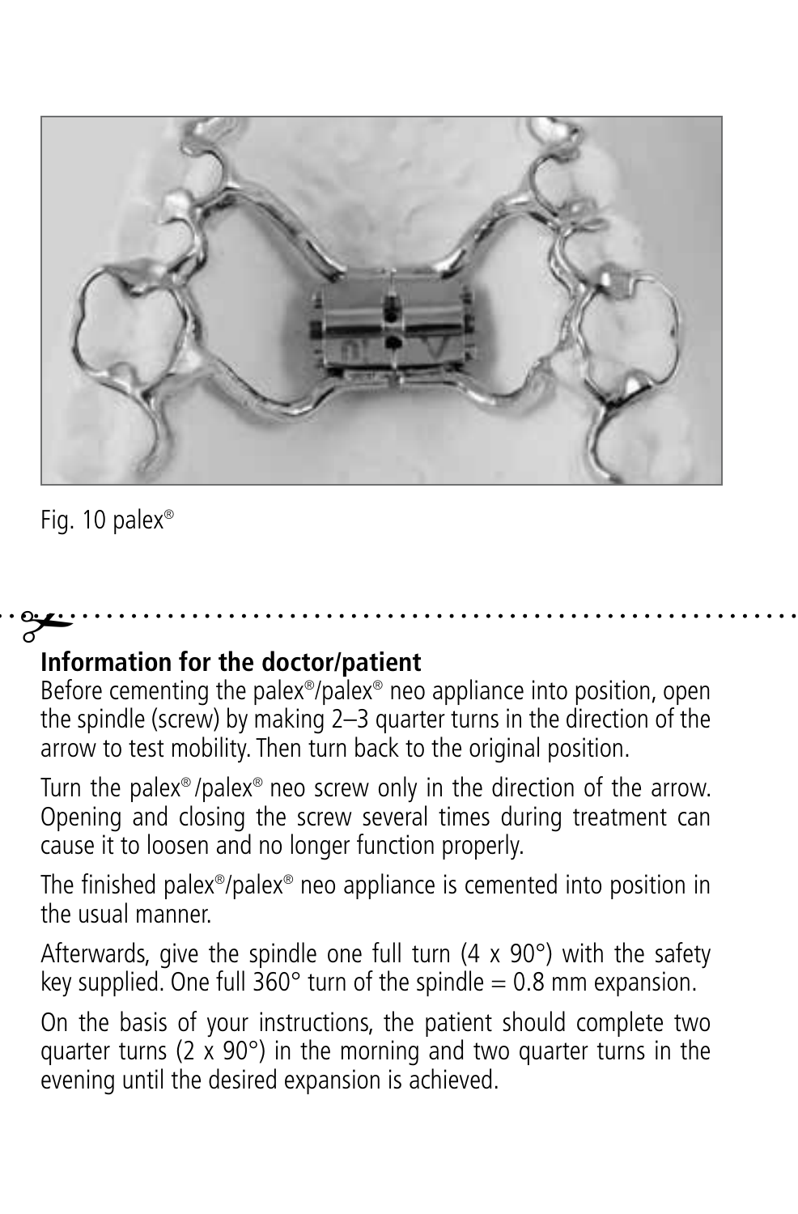Fig. 10 palex®

**Information for the doctor/patient**

Before cementing the palex®/palex® neo appliance into position, open the spindle (screw) by making 2–3 quarter turns in the direction of the arrow to test mobility. Then turn back to the original position.

Turn the palex®/palex® neo screw only in the direction of the arrow. Opening and closing the screw several times during treatment can cause it to loosen and no longer function properly.

The finished palex®/palex® neo appliance is cemented into position in the usual manner.

Afterwards, give the spindle one full turn (4 x 90°) with the safety key supplied. One full 360° turn of the spindle = 0.8 mm expansion.

On the basis of your instructions, the patient should complete two quarter turns (2 x 90°) in the morning and two quarter turns in the evening until the desired expansion is achieved.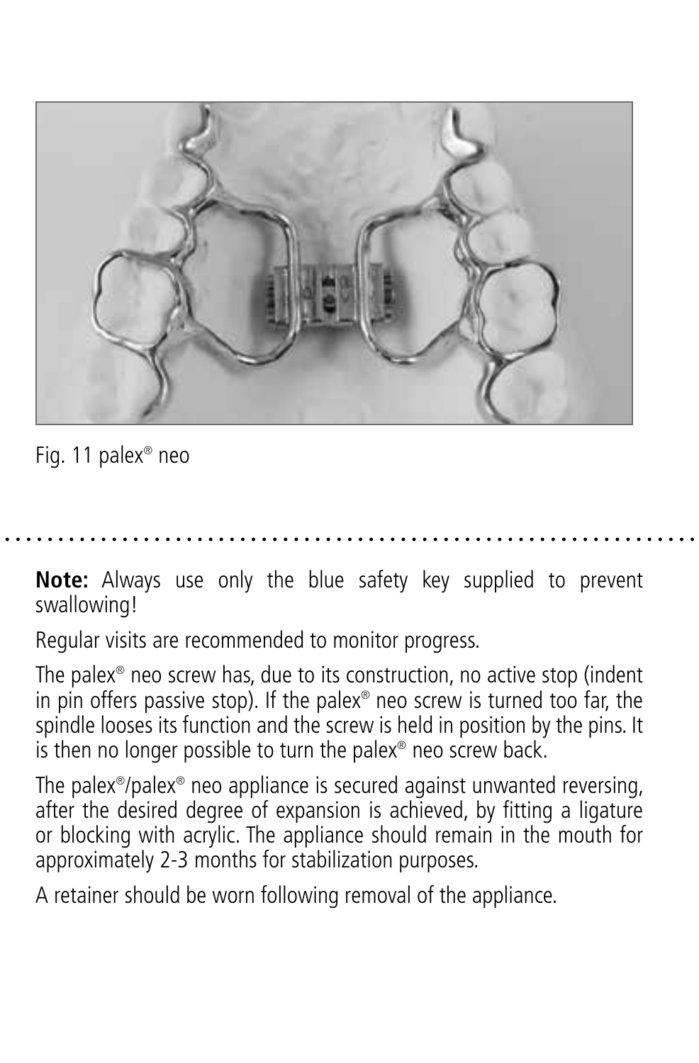Fig. 11 palex® neo

**Note:** Always use only the blue safety key supplied to prevent swallowing!

Regular visits are recommended to monitor progress.

The palex® neo screw has, due to its construction, no active stop (indent in pin offers passive stop). If the palex® neo screw is turned too far, the spindle looses its function and the screw is held in position by the pins. It is then no longer possible to turn the palex® neo screw back.

The palex®/palex® neo appliance is secured against unwanted reversing, after the desired degree of expansion is achieved, by fitting a ligature or blocking with acrylic. The appliance should remain in the mouth for approximately 2-3 months for stabilization purposes.

A retainer should be worn following removal of the appliance.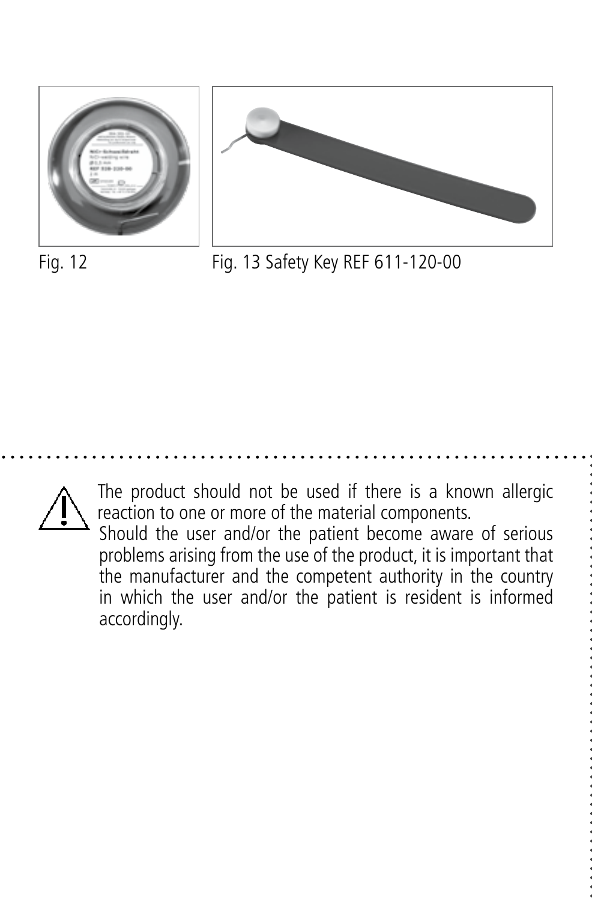Fig. 12

Fig. 13 Safety Key REF 611-120-00

⚠ The product should not be used if there is a known allergic reaction to one or more of the material components.
Should the user and/or the patient become aware of serious problems arising from the use of the product, it is important that the manufacturer and the competent authority in the country in which the user and/or the patient is resident is informed accordingly.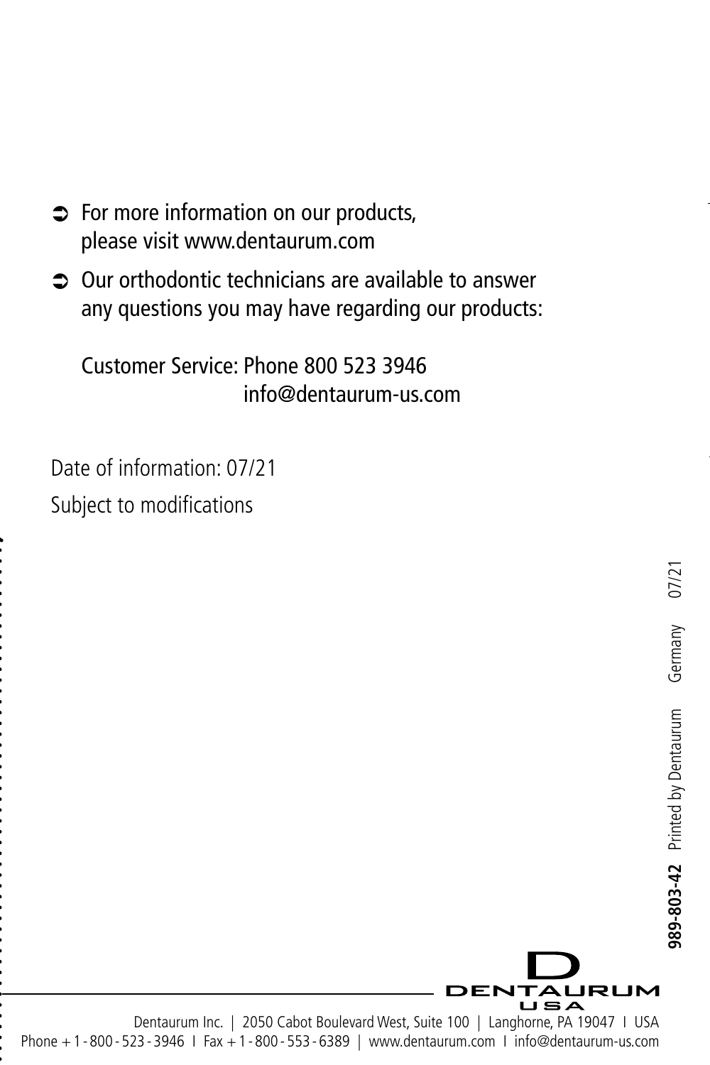- For more information on our products, please visit www.dentaurum.com
- Our orthodontic technicians are available to answer any questions you may have regarding our products:

  Customer Service: Phone 800 523 3946
  info@dentaurum-us.com

Date of information: 07/21

Subject to modifications

**989-803-42** Printed by Dentaurum Germany 07/21

DENTAURUM USA

Dentaurum Inc. | 2050 Cabot Boulevard West, Suite 100 | Langhorne, PA 19047 I USA
Phone + 1 - 800 - 523 - 3946 I Fax + 1 - 800 - 553 - 6389 | www.dentaurum.com I info@dentaurum-us.com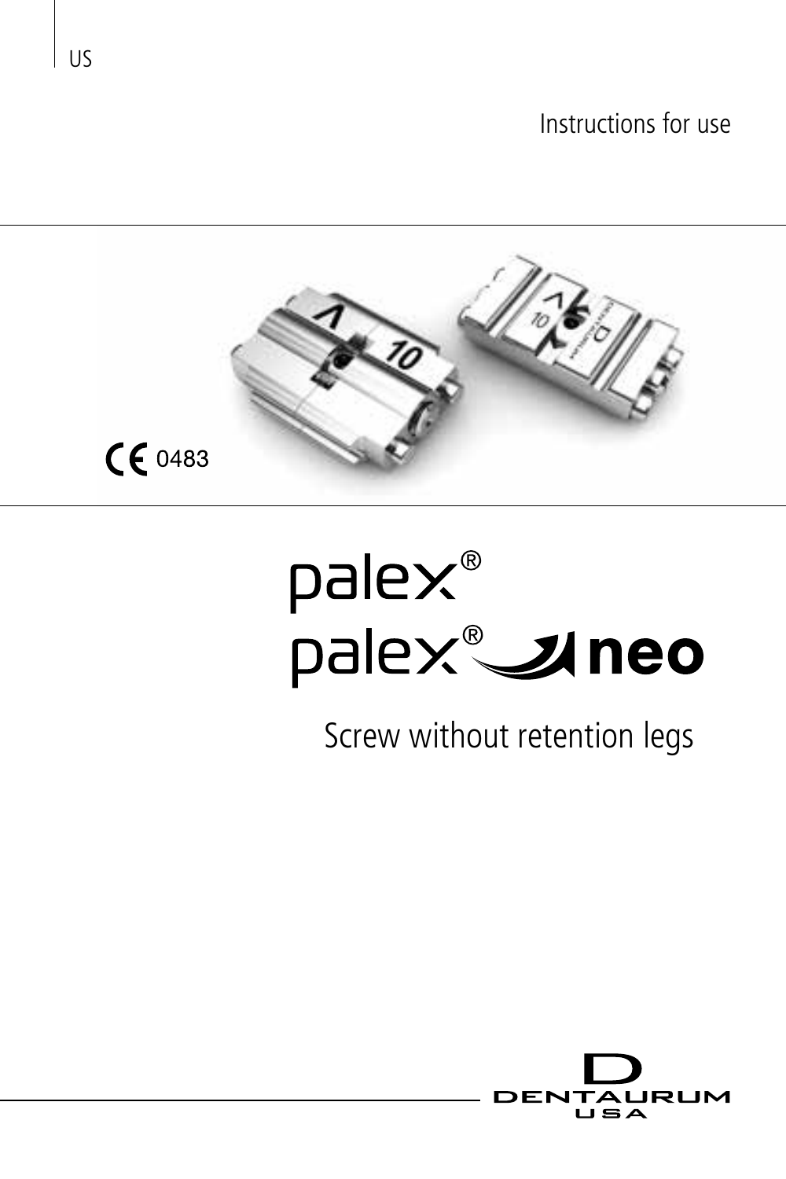US

Instructions for use

CE 0483

# palex®
# palex® neo

Screw without retention legs

DENTAURUM USA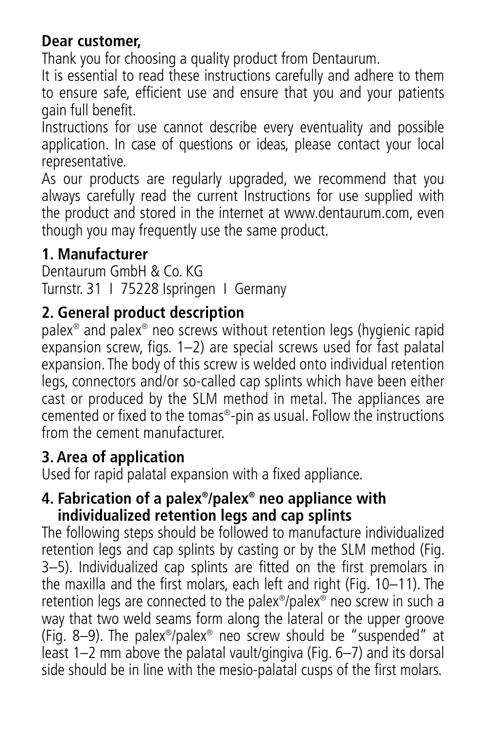**Dear customer,**

Thank you for choosing a quality product from Dentaurum.

It is essential to read these instructions carefully and adhere to them to ensure safe, efficient use and ensure that you and your patients gain full benefit.

Instructions for use cannot describe every eventuality and possible application. In case of questions or ideas, please contact your local representative.

As our products are regularly upgraded, we recommend that you always carefully read the current Instructions for use supplied with the product and stored in the internet at www.dentaurum.com, even though you may frequently use the same product.

## 1. Manufacturer

Dentaurum GmbH & Co. KG
Turnstr. 31 I 75228 Ispringen I Germany

## 2. General product description

palex® and palex® neo screws without retention legs (hygienic rapid expansion screw, figs. 1–2) are special screws used for fast palatal expansion. The body of this screw is welded onto individual retention legs, connectors and/or so-called cap splints which have been either cast or produced by the SLM method in metal. The appliances are cemented or fixed to the tomas®-pin as usual. Follow the instructions from the cement manufacturer.

## 3. Area of application

Used for rapid palatal expansion with a fixed appliance.

## 4. Fabrication of a palex®/palex® neo appliance with individualized retention legs and cap splints

The following steps should be followed to manufacture individualized retention legs and cap splints by casting or by the SLM method (Fig. 3–5). Individualized cap splints are fitted on the first premolars in the maxilla and the first molars, each left and right (Fig. 10–11). The retention legs are connected to the palex®/palex® neo screw in such a way that two weld seams form along the lateral or the upper groove (Fig. 8–9). The palex®/palex® neo screw should be "suspended" at least 1–2 mm above the palatal vault/gingiva (Fig. 6–7) and its dorsal side should be in line with the mesio-palatal cusps of the first molars.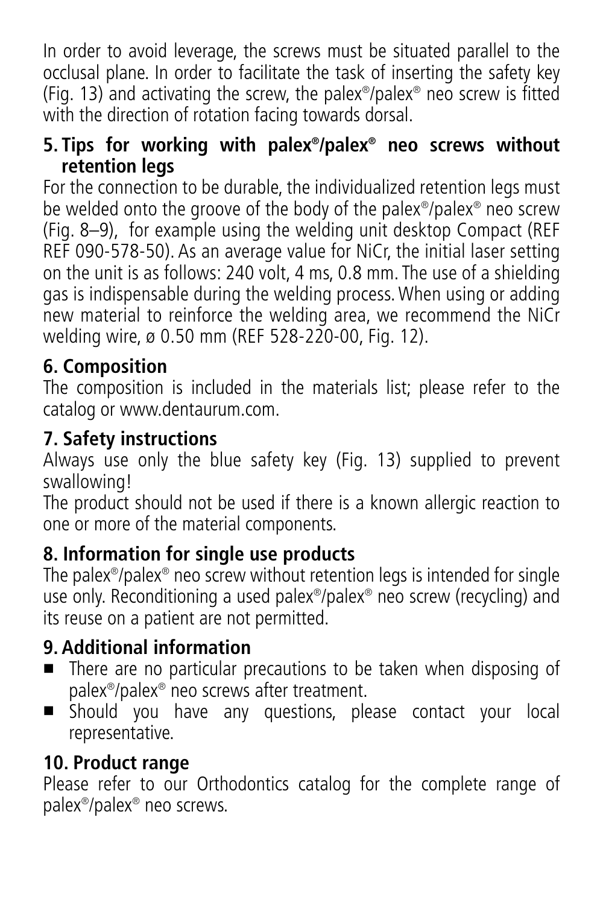In order to avoid leverage, the screws must be situated parallel to the occlusal plane. In order to facilitate the task of inserting the safety key (Fig. 13) and activating the screw, the palex®/palex® neo screw is fitted with the direction of rotation facing towards dorsal.

## 5. Tips for working with palex®/palex® neo screws without retention legs

For the connection to be durable, the individualized retention legs must be welded onto the groove of the body of the palex®/palex® neo screw (Fig. 8–9), for example using the welding unit desktop Compact (REF REF 090-578-50). As an average value for NiCr, the initial laser setting on the unit is as follows: 240 volt, 4 ms, 0.8 mm. The use of a shielding gas is indispensable during the welding process. When using or adding new material to reinforce the welding area, we recommend the NiCr welding wire, ø 0.50 mm (REF 528-220-00, Fig. 12).

## 6. Composition

The composition is included in the materials list; please refer to the catalog or www.dentaurum.com.

## 7. Safety instructions

Always use only the blue safety key (Fig. 13) supplied to prevent swallowing!

The product should not be used if there is a known allergic reaction to one or more of the material components.

## 8. Information for single use products

The palex®/palex® neo screw without retention legs is intended for single use only. Reconditioning a used palex®/palex® neo screw (recycling) and its reuse on a patient are not permitted.

## 9. Additional information

- There are no particular precautions to be taken when disposing of palex®/palex® neo screws after treatment.
- Should you have any questions, please contact your local representative.

## 10. Product range

Please refer to our Orthodontics catalog for the complete range of palex®/palex® neo screws.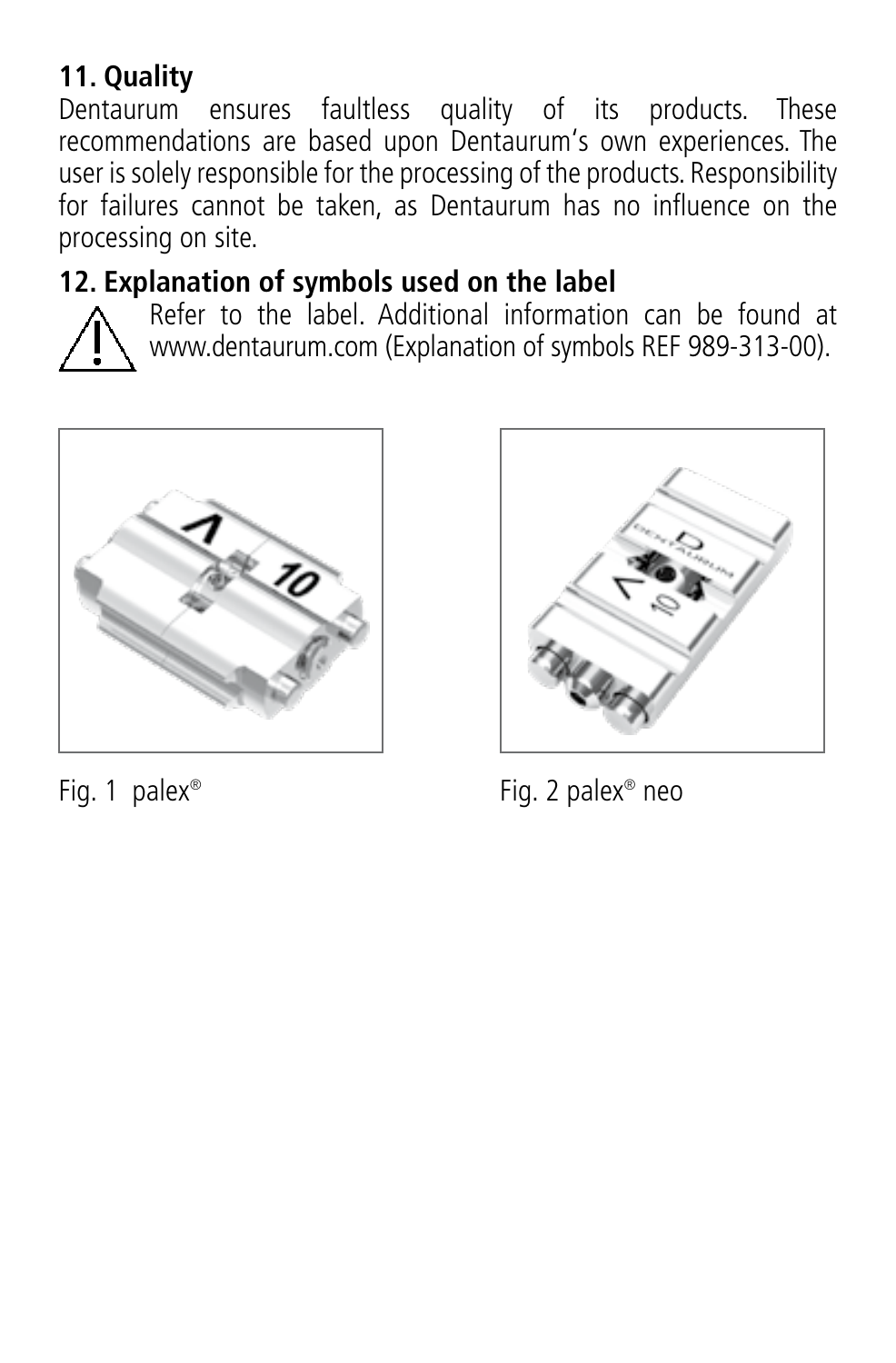## 11. Quality

Dentaurum ensures faultless quality of its products. These recommendations are based upon Dentaurum's own experiences. The user is solely responsible for the processing of the products. Responsibility for failures cannot be taken, as Dentaurum has no influence on the processing on site.

## 12. Explanation of symbols used on the label

Refer to the label. Additional information can be found at www.dentaurum.com (Explanation of symbols REF 989-313-00).

Fig. 1 palex®

Fig. 2 palex® neo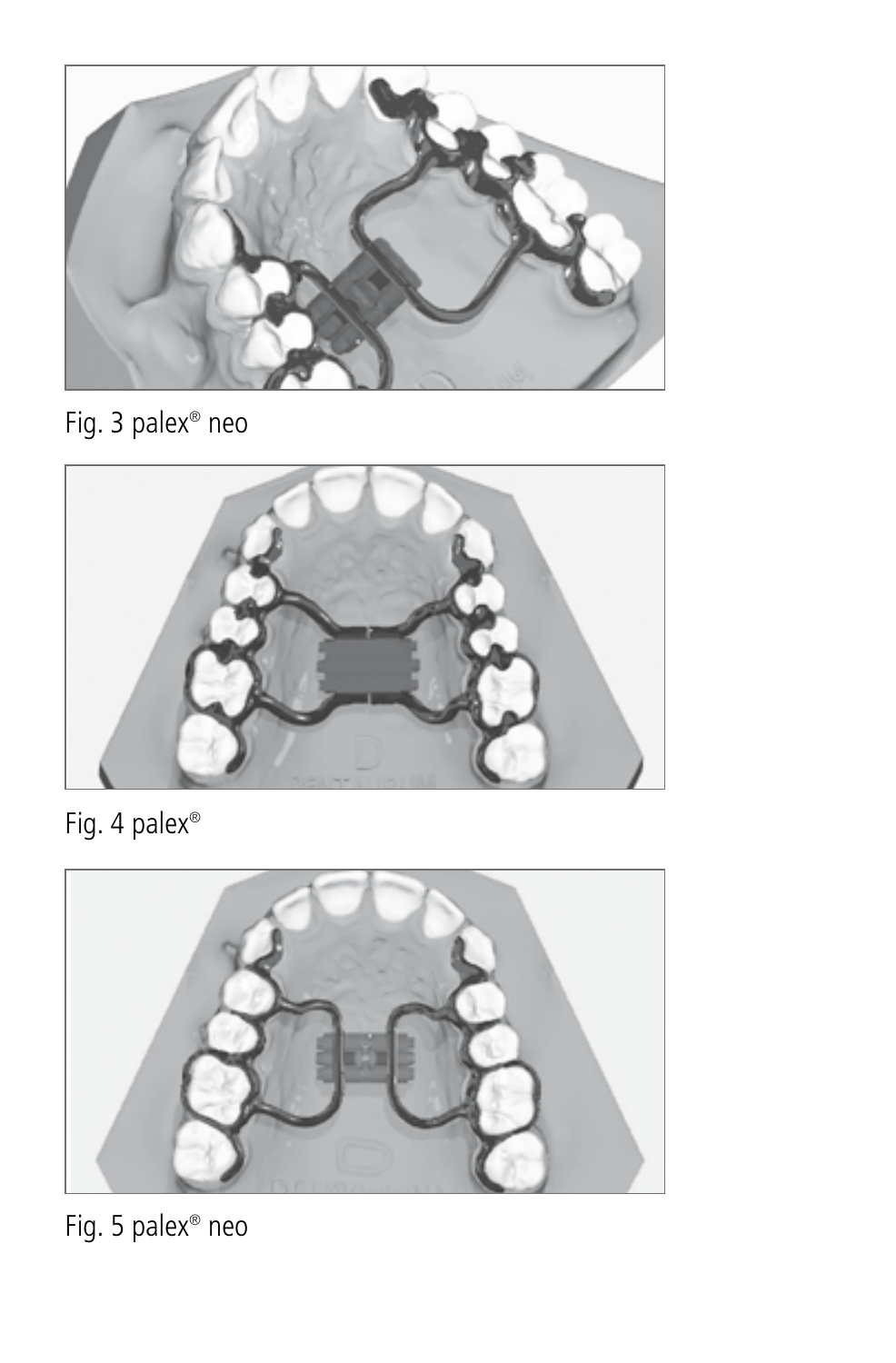Fig. 3 palex® neo

Fig. 4 palex®

Fig. 5 palex® neo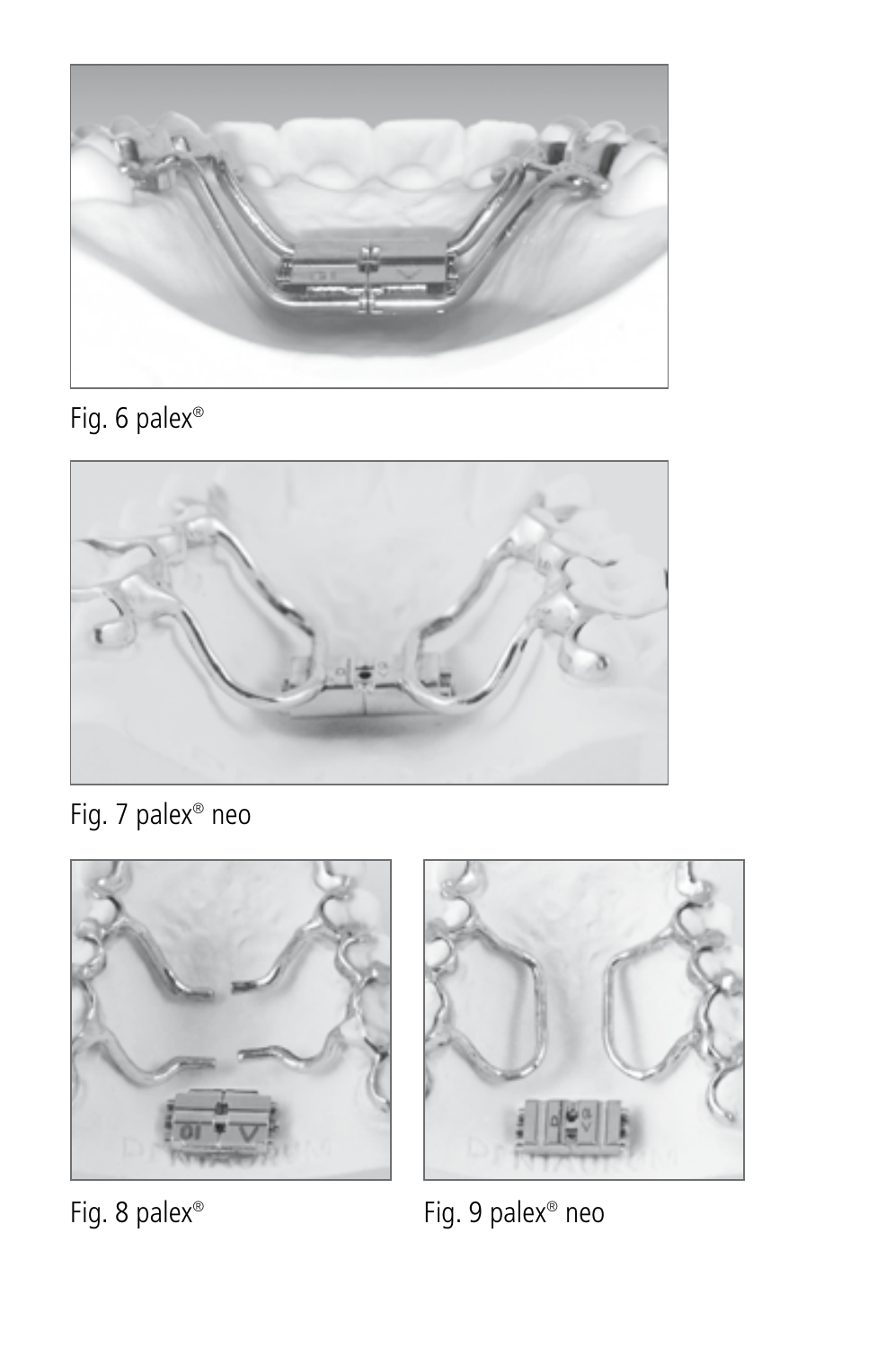Fig. 6 palex®

Fig. 7 palex® neo

Fig. 8 palex®

Fig. 9 palex® neo